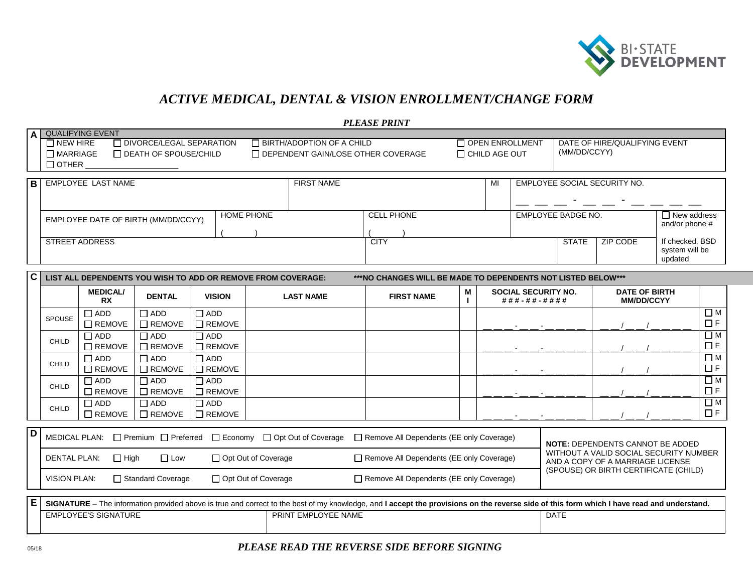BI·STATE DEVELOPMENT

# *ACTIVE MEDICAL, DENTAL & VISION ENROLLMENT/CHANGE FORM*

***PLEASE PRINT***

**A** QUALIFYING EVENT

☐ NEW HIRE ☐ DIVORCE/LEGAL SEPARATION ☐ BIRTH/ADOPTION OF A CHILD ☐ OPEN ENROLLMENT

☐ MARRIAGE ☐ DEATH OF SPOUSE/CHILD ☐ DEPENDENT GAIN/LOSE OTHER COVERAGE ☐ CHILD AGE OUT

☐ OTHER ____________________

DATE OF HIRE/QUALIFYING EVENT (MM/DD/CCYY)

**B**

| EMPLOYEE LAST NAME | FIRST NAME | MI | EMPLOYEE SOCIAL SECURITY NO. |
|---|---|---|---|
| | | | ___ ___ ___ - ___ ___ - ___ ___ ___ ___ |

| EMPLOYEE DATE OF BIRTH (MM/DD/CCYY) | HOME PHONE | CELL PHONE | EMPLOYEE BADGE NO. | ☐ New address and/or phone # |
|---|---|---|---|---|
| | (   ) | (   ) | | |

| STREET ADDRESS | CITY | STATE | ZIP CODE | If checked, BSD system will be updated |
|---|---|---|---|---|
| | | | | |

**C** **LIST ALL DEPENDENTS YOU WISH TO ADD OR REMOVE FROM COVERAGE:** **\*\*\*NO CHANGES WILL BE MADE TO DEPENDENTS NOT LISTED BELOW\*\*\***

| | MEDICAL/ RX | DENTAL | VISION | LAST NAME | FIRST NAME | MI | SOCIAL SECURITY NO. ###-##-#### | DATE OF BIRTH MM/DD/CCYY | |
|---|---|---|---|---|---|---|---|---|---|
| SPOUSE | ☐ ADD ☐ REMOVE | ☐ ADD ☐ REMOVE | ☐ ADD ☐ REMOVE | | | | ___ ___ ___ - ___ ___ - ___ ___ ___ ___ | ___ ___ / ___ ___ / ___ ___ ___ ___ | ☐ M ☐ F |
| CHILD | ☐ ADD ☐ REMOVE | ☐ ADD ☐ REMOVE | ☐ ADD ☐ REMOVE | | | | ___ ___ ___ - ___ ___ - ___ ___ ___ ___ | ___ ___ / ___ ___ / ___ ___ ___ ___ | ☐ M ☐ F |
| CHILD | ☐ ADD ☐ REMOVE | ☐ ADD ☐ REMOVE | ☐ ADD ☐ REMOVE | | | | ___ ___ ___ - ___ ___ - ___ ___ ___ ___ | ___ ___ / ___ ___ / ___ ___ ___ ___ | ☐ M ☐ F |
| CHILD | ☐ ADD ☐ REMOVE | ☐ ADD ☐ REMOVE | ☐ ADD ☐ REMOVE | | | | ___ ___ ___ - ___ ___ - ___ ___ ___ ___ | ___ ___ / ___ ___ / ___ ___ ___ ___ | ☐ M ☐ F |
| CHILD | ☐ ADD ☐ REMOVE | ☐ ADD ☐ REMOVE | ☐ ADD ☐ REMOVE | | | | ___ ___ ___ - ___ ___ - ___ ___ ___ ___ | ___ ___ / ___ ___ / ___ ___ ___ ___ | ☐ M ☐ F |

**D**

| | | |
|---|---|---|
| MEDICAL PLAN: ☐ Premium ☐ Preferred ☐ Economy ☐ Opt Out of Coverage | ☐ Remove All Dependents (EE only Coverage) | **NOTE:** DEPENDENTS CANNOT BE ADDED WITHOUT A VALID SOCIAL SECURITY NUMBER AND A COPY OF A MARRIAGE LICENSE (SPOUSE) OR BIRTH CERTIFICATE (CHILD) |
| DENTAL PLAN: ☐ High ☐ Low ☐ Opt Out of Coverage | ☐ Remove All Dependents (EE only Coverage) | |
| VISION PLAN: ☐ Standard Coverage ☐ Opt Out of Coverage | ☐ Remove All Dependents (EE only Coverage) | |

**E** **SIGNATURE** – The information provided above is true and correct to the best of my knowledge, and **I accept the provisions on the reverse side of this form which I have read and understand.**

| EMPLOYEE'S SIGNATURE | PRINT EMPLOYEE NAME | DATE |
|---|---|---|
| | | |

05/18

***PLEASE READ THE REVERSE SIDE BEFORE SIGNING***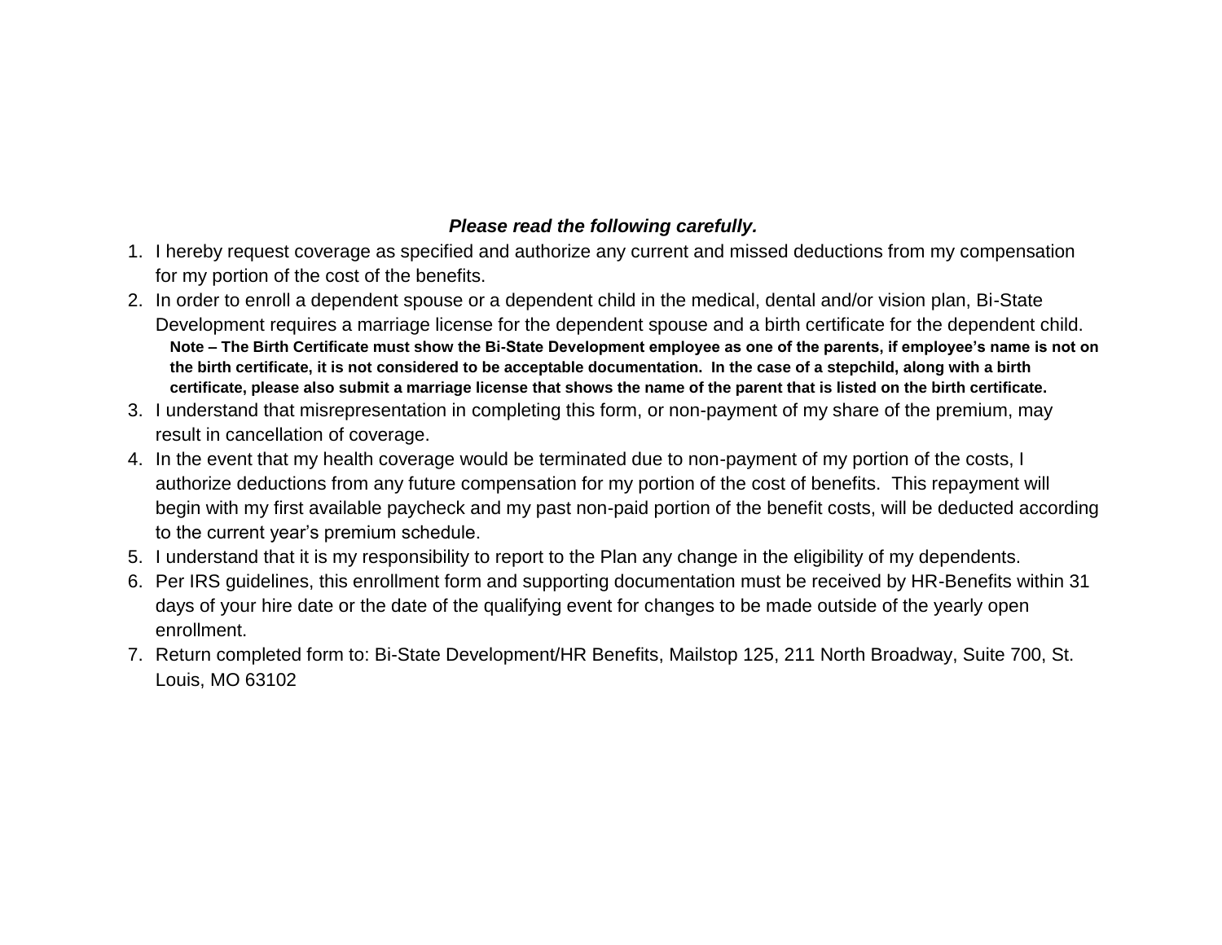***Please read the following carefully.***

1. I hereby request coverage as specified and authorize any current and missed deductions from my compensation for my portion of the cost of the benefits.
2. In order to enroll a dependent spouse or a dependent child in the medical, dental and/or vision plan, Bi-State Development requires a marriage license for the dependent spouse and a birth certificate for the dependent child.
   **Note – The Birth Certificate must show the Bi-State Development employee as one of the parents, if employee's name is not on the birth certificate, it is not considered to be acceptable documentation. In the case of a stepchild, along with a birth certificate, please also submit a marriage license that shows the name of the parent that is listed on the birth certificate.**
3. I understand that misrepresentation in completing this form, or non-payment of my share of the premium, may result in cancellation of coverage.
4. In the event that my health coverage would be terminated due to non-payment of my portion of the costs, I authorize deductions from any future compensation for my portion of the cost of benefits. This repayment will begin with my first available paycheck and my past non-paid portion of the benefit costs, will be deducted according to the current year's premium schedule.
5. I understand that it is my responsibility to report to the Plan any change in the eligibility of my dependents.
6. Per IRS guidelines, this enrollment form and supporting documentation must be received by HR-Benefits within 31 days of your hire date or the date of the qualifying event for changes to be made outside of the yearly open enrollment.
7. Return completed form to: Bi-State Development/HR Benefits, Mailstop 125, 211 North Broadway, Suite 700, St. Louis, MO 63102